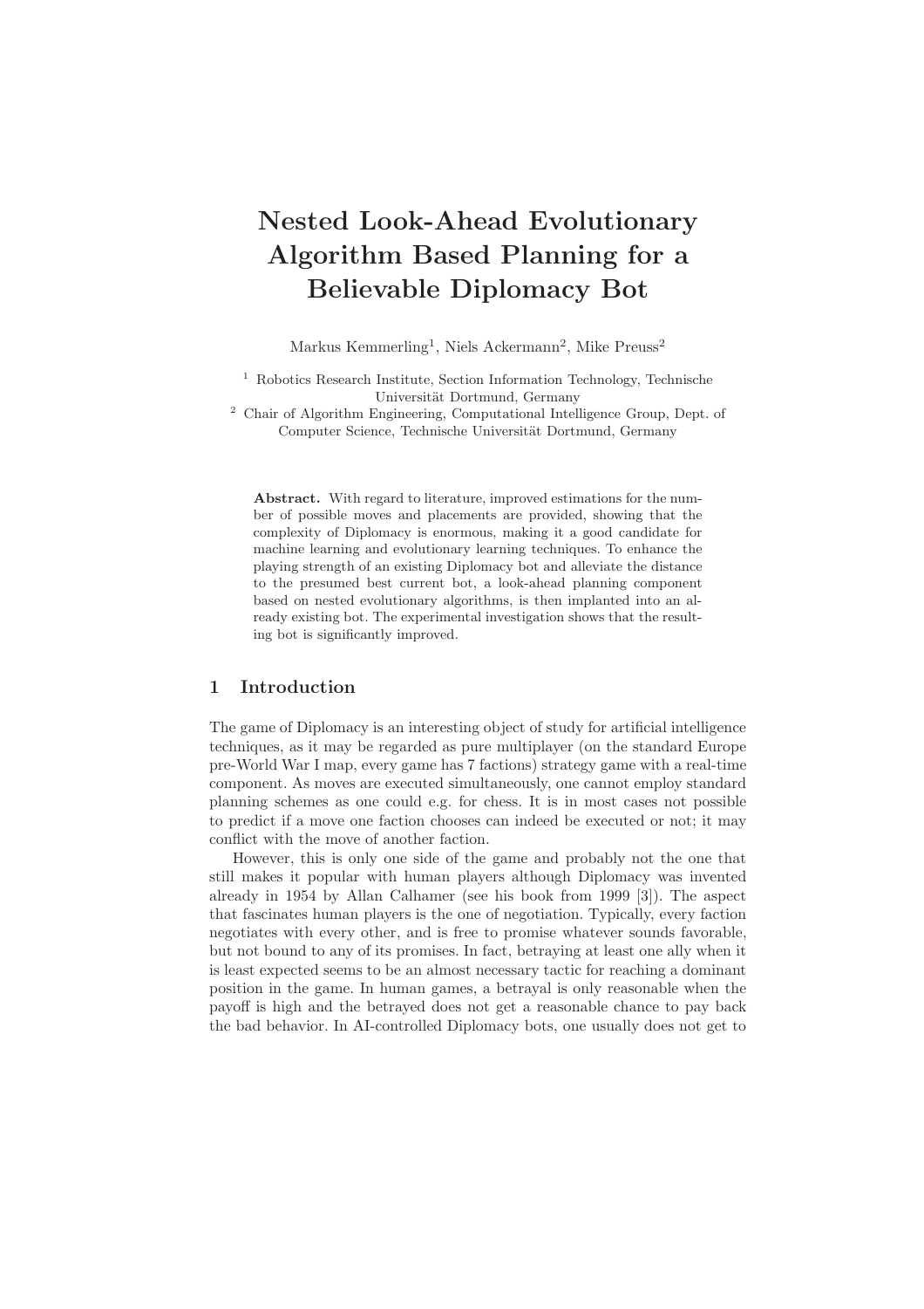# Nested Look-Ahead Evolutionary Algorithm Based Planning for a Believable Diplomacy Bot

Markus Kemmerling[1], Niels Ackermann[2], Mike Preuss[2]

[1] Robotics Research Institute, Section Information Technology, Technische Universität Dortmund, Germany

[2] Chair of Algorithm Engineering, Computational Intelligence Group, Dept. of Computer Science, Technische Universität Dortmund, Germany

**Abstract.** With regard to literature, improved estimations for the number of possible moves and placements are provided, showing that the complexity of Diplomacy is enormous, making it a good candidate for machine learning and evolutionary learning techniques. To enhance the playing strength of an existing Diplomacy bot and alleviate the distance to the presumed best current bot, a look-ahead planning component based on nested evolutionary algorithms, is then implanted into an already existing bot. The experimental investigation shows that the resulting bot is significantly improved.

## 1 Introduction

The game of Diplomacy is an interesting object of study for artificial intelligence techniques, as it may be regarded as pure multiplayer (on the standard Europe pre-World War I map, every game has 7 factions) strategy game with a real-time component. As moves are executed simultaneously, one cannot employ standard planning schemes as one could e.g. for chess. It is in most cases not possible to predict if a move one faction chooses can indeed be executed or not; it may conflict with the move of another faction.

However, this is only one side of the game and probably not the one that still makes it popular with human players although Diplomacy was invented already in 1954 by Allan Calhamer (see his book from 1999 [3]). The aspect that fascinates human players is the one of negotiation. Typically, every faction negotiates with every other, and is free to promise whatever sounds favorable, but not bound to any of its promises. In fact, betraying at least one ally when it is least expected seems to be an almost necessary tactic for reaching a dominant position in the game. In human games, a betrayal is only reasonable when the payoff is high and the betrayed does not get a reasonable chance to pay back the bad behavior. In AI-controlled Diplomacy bots, one usually does not get to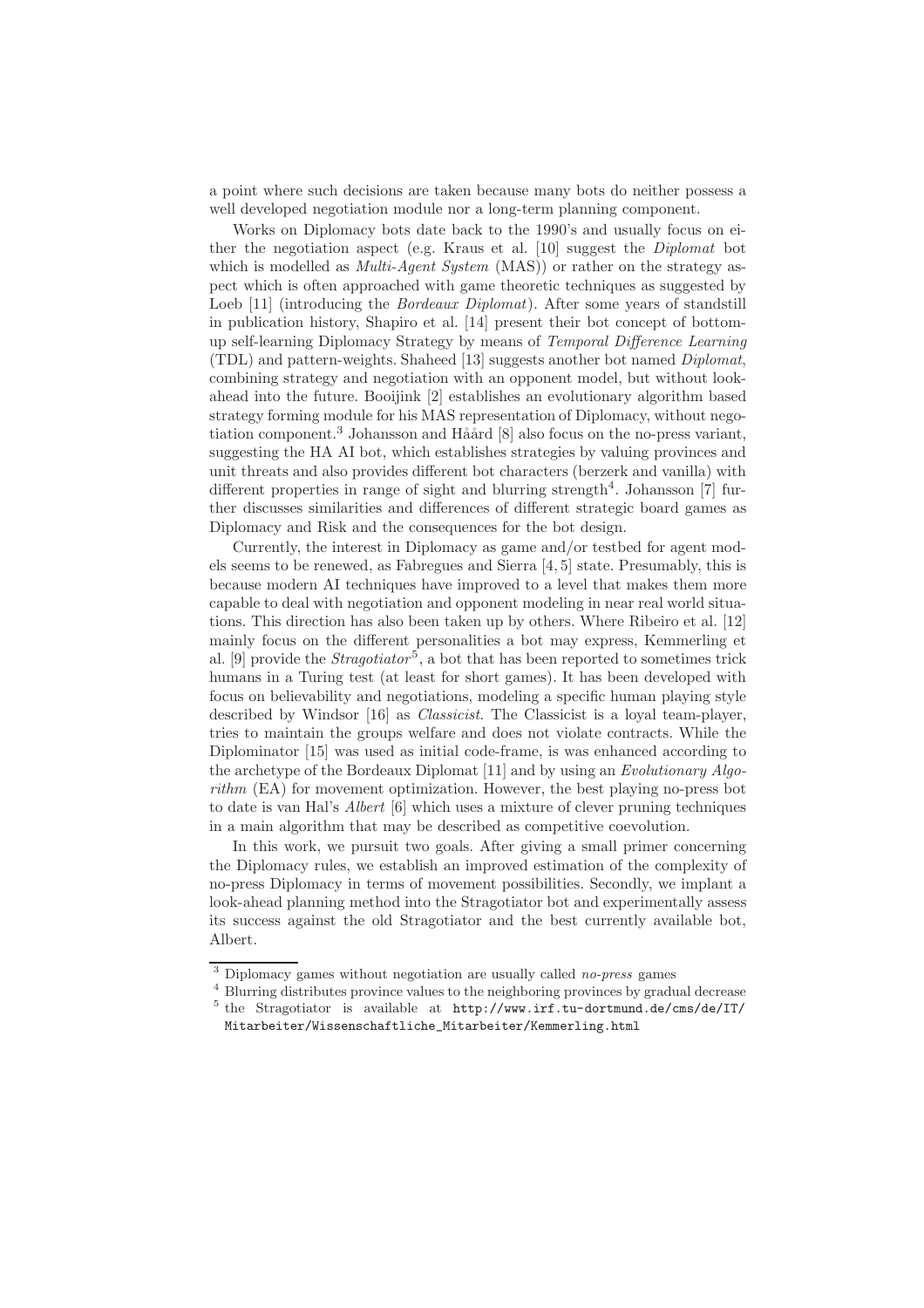a point where such decisions are taken because many bots do neither possess a well developed negotiation module nor a long-term planning component.

Works on Diplomacy bots date back to the 1990's and usually focus on either the negotiation aspect (e.g. Kraus et al. [10] suggest the *Diplomat* bot which is modelled as *Multi-Agent System* (MAS)) or rather on the strategy aspect which is often approached with game theoretic techniques as suggested by Loeb [11] (introducing the *Bordeaux Diplomat*). After some years of standstill in publication history, Shapiro et al. [14] present their bot concept of bottom-up self-learning Diplomacy Strategy by means of *Temporal Difference Learning* (TDL) and pattern-weights. Shaheed [13] suggests another bot named *Diplomat*, combining strategy and negotiation with an opponent model, but without look-ahead into the future. Booijink [2] establishes an evolutionary algorithm based strategy forming module for his MAS representation of Diplomacy, without negotiation component.[3] Johansson and Håård [8] also focus on the no-press variant, suggesting the HA AI bot, which establishes strategies by valuing provinces and unit threats and also provides different bot characters (berzerk and vanilla) with different properties in range of sight and blurring strength[4]. Johansson [7] further discusses similarities and differences of different strategic board games as Diplomacy and Risk and the consequences for the bot design.

Currently, the interest in Diplomacy as game and/or testbed for agent models seems to be renewed, as Fabregues and Sierra [4, 5] state. Presumably, this is because modern AI techniques have improved to a level that makes them more capable to deal with negotiation and opponent modeling in near real world situations. This direction has also been taken up by others. Where Ribeiro et al. [12] mainly focus on the different personalities a bot may express, Kemmerling et al. [9] provide the *Stragotiator*[5], a bot that has been reported to sometimes trick humans in a Turing test (at least for short games). It has been developed with focus on believability and negotiations, modeling a specific human playing style described by Windsor [16] as *Classicist*. The Classicist is a loyal team-player, tries to maintain the groups welfare and does not violate contracts. While the Diplominator [15] was used as initial code-frame, is was enhanced according to the archetype of the Bordeaux Diplomat [11] and by using an *Evolutionary Algorithm* (EA) for movement optimization. However, the best playing no-press bot to date is van Hal's *Albert* [6] which uses a mixture of clever pruning techniques in a main algorithm that may be described as competitive coevolution.

In this work, we pursuit two goals. After giving a small primer concerning the Diplomacy rules, we establish an improved estimation of the complexity of no-press Diplomacy in terms of movement possibilities. Secondly, we implant a look-ahead planning method into the Stragotiator bot and experimentally assess its success against the old Stragotiator and the best currently available bot, Albert.

[3] Diplomacy games without negotiation are usually called *no-press* games

[4] Blurring distributes province values to the neighboring provinces by gradual decrease

[5] the Stragotiator is available at http://www.irf.tu-dortmund.de/cms/de/IT/Mitarbeiter/Wissenschaftliche_Mitarbeiter/Kemmerling.html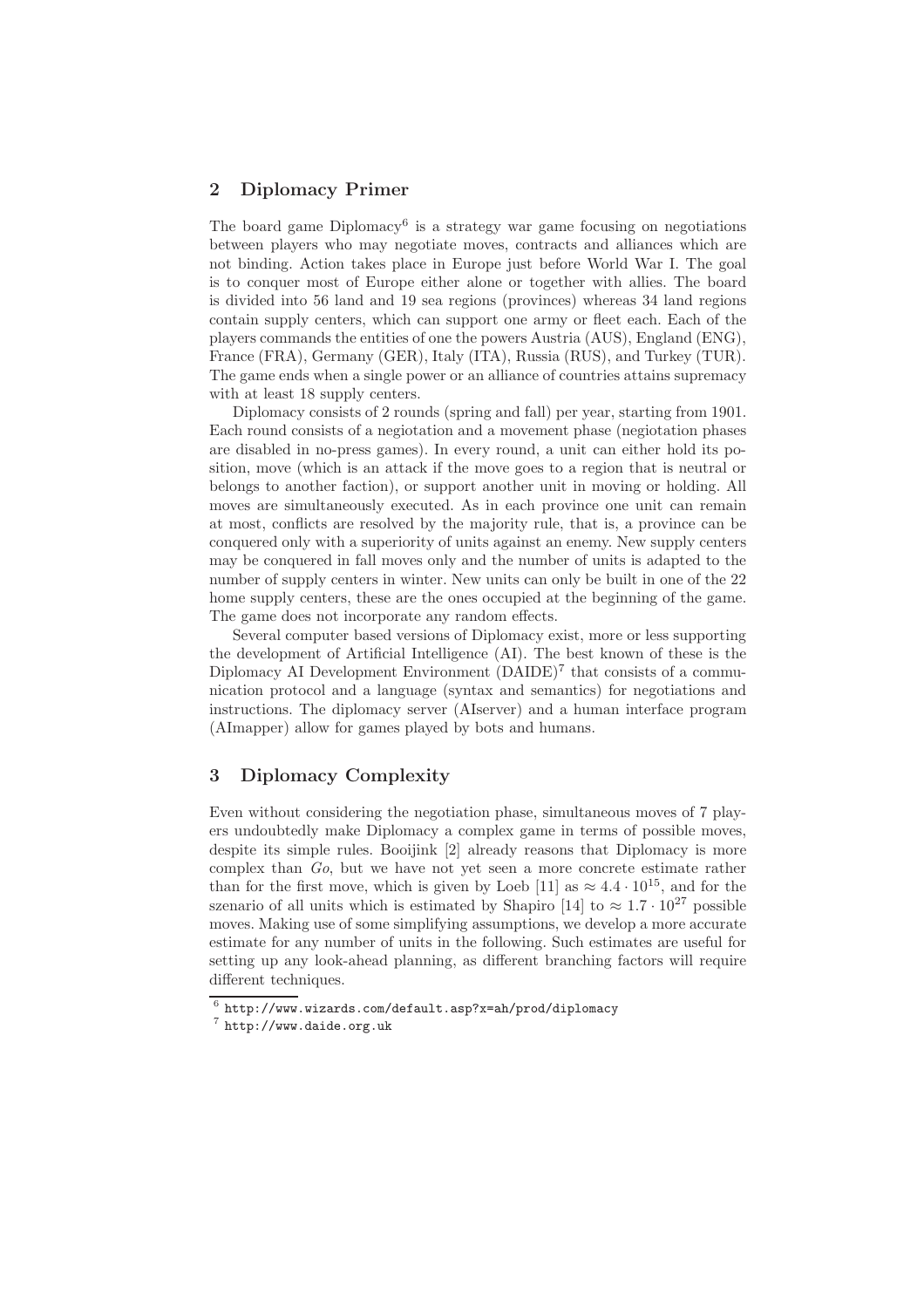## 2 Diplomacy Primer

The board game Diplomacy[6] is a strategy war game focusing on negotiations between players who may negotiate moves, contracts and alliances which are not binding. Action takes place in Europe just before World War I. The goal is to conquer most of Europe either alone or together with allies. The board is divided into 56 land and 19 sea regions (provinces) whereas 34 land regions contain supply centers, which can support one army or fleet each. Each of the players commands the entities of one the powers Austria (AUS), England (ENG), France (FRA), Germany (GER), Italy (ITA), Russia (RUS), and Turkey (TUR). The game ends when a single power or an alliance of countries attains supremacy with at least 18 supply centers.

Diplomacy consists of 2 rounds (spring and fall) per year, starting from 1901. Each round consists of a negiotation and a movement phase (negiotation phases are disabled in no-press games). In every round, a unit can either hold its position, move (which is an attack if the move goes to a region that is neutral or belongs to another faction), or support another unit in moving or holding. All moves are simultaneously executed. As in each province one unit can remain at most, conflicts are resolved by the majority rule, that is, a province can be conquered only with a superiority of units against an enemy. New supply centers may be conquered in fall moves only and the number of units is adapted to the number of supply centers in winter. New units can only be built in one of the 22 home supply centers, these are the ones occupied at the beginning of the game. The game does not incorporate any random effects.

Several computer based versions of Diplomacy exist, more or less supporting the development of Artificial Intelligence (AI). The best known of these is the Diplomacy AI Development Environment (DAIDE)[7] that consists of a communication protocol and a language (syntax and semantics) for negotiations and instructions. The diplomacy server (AIserver) and a human interface program (AImapper) allow for games played by bots and humans.

## 3 Diplomacy Complexity

Even without considering the negotiation phase, simultaneous moves of 7 players undoubtedly make Diplomacy a complex game in terms of possible moves, despite its simple rules. Booijink [2] already reasons that Diplomacy is more complex than *Go*, but we have not yet seen a more concrete estimate rather than for the first move, which is given by Loeb [11] as $\approx 4.4 \cdot 10^{15}$, and for the szenario of all units which is estimated by Shapiro [14] to $\approx 1.7 \cdot 10^{27}$ possible moves. Making use of some simplifying assumptions, we develop a more accurate estimate for any number of units in the following. Such estimates are useful for setting up any look-ahead planning, as different branching factors will require different techniques.

[6] http://www.wizards.com/default.asp?x=ah/prod/diplomacy

[7] http://www.daide.org.uk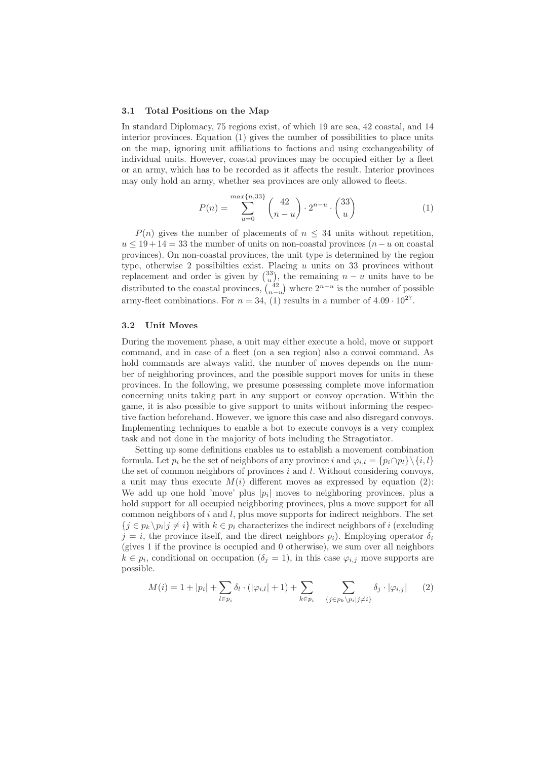### 3.1 Total Positions on the Map

In standard Diplomacy, 75 regions exist, of which 19 are sea, 42 coastal, and 14 interior provinces. Equation (1) gives the number of possibilities to place units on the map, ignoring unit affiliations to factions and using exchangeability of individual units. However, coastal provinces may be occupied either by a fleet or an army, which has to be recorded as it affects the result. Interior provinces may only hold an army, whether sea provinces are only allowed to fleets.

$$P(n) = \sum_{u=0}^{max\{n,33\}} \binom{42}{n-u} \cdot 2^{n-u} \cdot \binom{33}{u} \tag{1}$$

$P(n)$ gives the number of placements of $n \leq 34$ units without repetition, $u \leq 19 + 14 = 33$ the number of units on non-coastal provinces ($n - u$ on coastal provinces). On non-coastal provinces, the unit type is determined by the region type, otherwise 2 possibilties exist. Placing $u$ units on 33 provinces without replacement and order is given by $\binom{33}{u}$, the remaining $n - u$ units have to be distributed to the coastal provinces, $\binom{42}{n-u}$ where $2^{n-u}$ is the number of possible army-fleet combinations. For $n = 34$, (1) results in a number of $4.09 \cdot 10^{27}$.

### 3.2 Unit Moves

During the movement phase, a unit may either execute a hold, move or support command, and in case of a fleet (on a sea region) also a convoi command. As hold commands are always valid, the number of moves depends on the number of neighboring provinces, and the possible support moves for units in these provinces. In the following, we presume possessing complete move information concerning units taking part in any support or convoy operation. Within the game, it is also possible to give support to units without informing the respective faction beforehand. However, we ignore this case and also disregard convoys. Implementing techniques to enable a bot to execute convoys is a very complex task and not done in the majority of bots including the Stragotiator.

Setting up some definitions enables us to establish a movement combination formula. Let $p_i$ be the set of neighbors of any province $i$ and $\varphi_{i,l} = \{p_i \cap p_l\} \setminus \{i, l\}$ the set of common neighbors of provinces $i$ and $l$. Without considering convoys, a unit may thus execute $M(i)$ different moves as expressed by equation (2): We add up one hold 'move' plus $|p_i|$ moves to neighboring provinces, plus a hold support for all occupied neighboring provinces, plus a move support for all common neighbors of $i$ and $l$, plus move supports for indirect neighbors. The set $\{j \in p_k \setminus p_i | j \neq i\}$ with $k \in p_i$ characterizes the indirect neighbors of $i$ (excluding $j = i$, the province itself, and the direct neighbors $p_i$). Employing operator $\delta_i$ (gives 1 if the province is occupied and 0 otherwise), we sum over all neighbors $k \in p_i$, conditional on occupation ($\delta_j = 1$), in this case $\varphi_{i,j}$ move supports are possible.

$$M(i) = 1 + |p_i| + \sum_{l \in p_i} \delta_l \cdot (|\varphi_{i,l}| + 1) + \sum_{k \in p_i} \sum_{\{j \in p_k \setminus p_i | j \neq i\}} \delta_j \cdot |\varphi_{i,j}| \tag{2}$$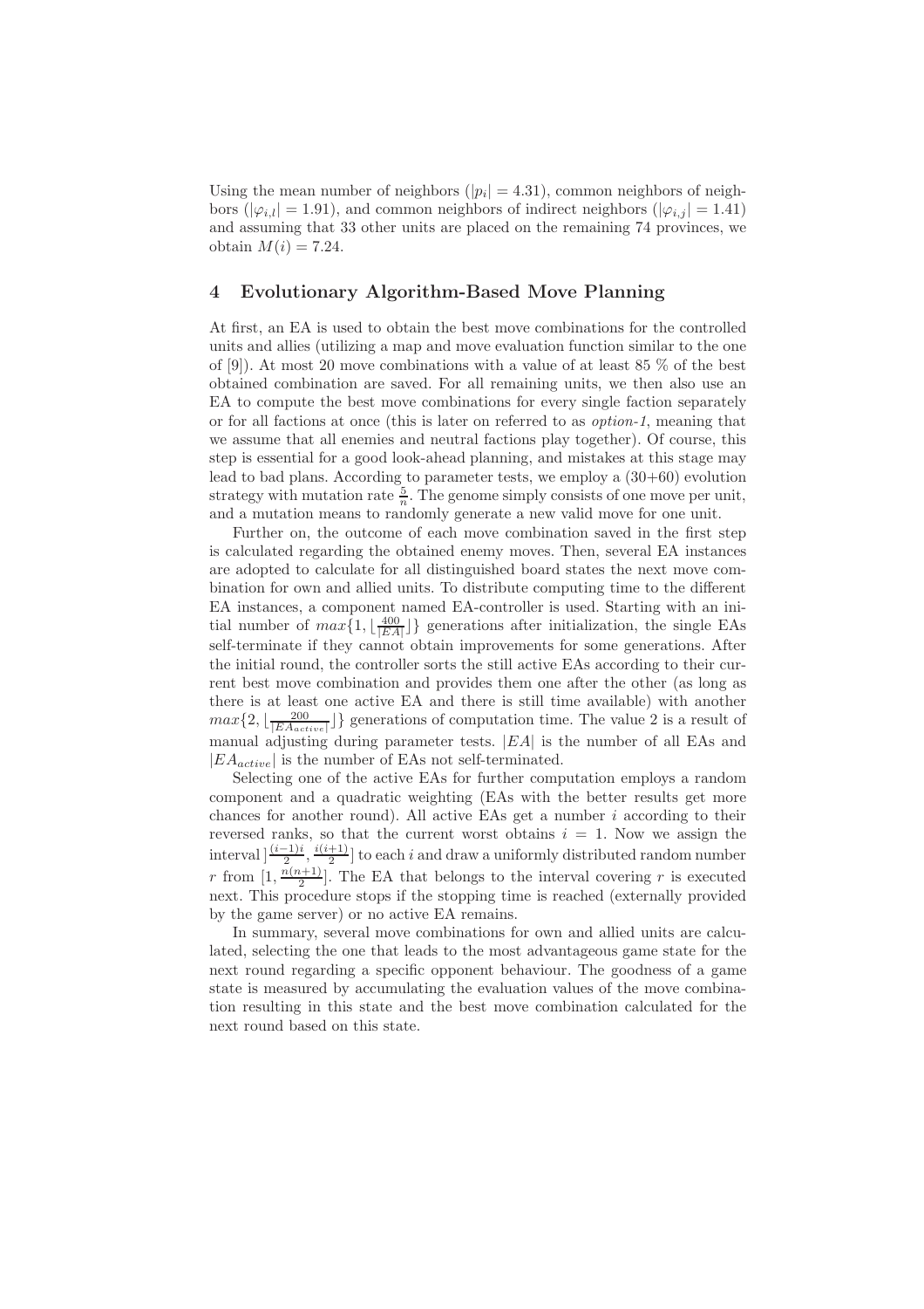Using the mean number of neighbors ($|p_i| = 4.31$), common neighbors of neighbors ($|\varphi_{i,l}| = 1.91$), and common neighbors of indirect neighbors ($|\varphi_{i,j}| = 1.41$) and assuming that 33 other units are placed on the remaining 74 provinces, we obtain $M(i) = 7.24$.

## 4 Evolutionary Algorithm-Based Move Planning

At first, an EA is used to obtain the best move combinations for the controlled units and allies (utilizing a map and move evaluation function similar to the one of [9]). At most 20 move combinations with a value of at least 85 % of the best obtained combination are saved. For all remaining units, we then also use an EA to compute the best move combinations for every single faction separately or for all factions at once (this is later on referred to as *option-1*, meaning that we assume that all enemies and neutral factions play together). Of course, this step is essential for a good look-ahead planning, and mistakes at this stage may lead to bad plans. According to parameter tests, we employ a (30+60) evolution strategy with mutation rate $\frac{5}{n}$. The genome simply consists of one move per unit, and a mutation means to randomly generate a new valid move for one unit.

Further on, the outcome of each move combination saved in the first step is calculated regarding the obtained enemy moves. Then, several EA instances are adopted to calculate for all distinguished board states the next move combination for own and allied units. To distribute computing time to the different EA instances, a component named EA-controller is used. Starting with an initial number of $max\{1, \lfloor\frac{400}{|EA|}\rfloor\}$ generations after initialization, the single EAs self-terminate if they cannot obtain improvements for some generations. After the initial round, the controller sorts the still active EAs according to their current best move combination and provides them one after the other (as long as there is at least one active EA and there is still time available) with another $max\{2, \lfloor\frac{200}{|EA_{active}|}\rfloor\}$ generations of computation time. The value 2 is a result of manual adjusting during parameter tests. $|EA|$ is the number of all EAs and $|EA_{active}|$ is the number of EAs not self-terminated.

Selecting one of the active EAs for further computation employs a random component and a quadratic weighting (EAs with the better results get more chances for another round). All active EAs get a number $i$ according to their reversed ranks, so that the current worst obtains $i = 1$. Now we assign the interval $]\frac{(i-1)i}{2}, \frac{i(i+1)}{2}]$ to each $i$ and draw a uniformly distributed random number $r$ from $[1, \frac{n(n+1)}{2}]$. The EA that belongs to the interval covering $r$ is executed next. This procedure stops if the stopping time is reached (externally provided by the game server) or no active EA remains.

In summary, several move combinations for own and allied units are calculated, selecting the one that leads to the most advantageous game state for the next round regarding a specific opponent behaviour. The goodness of a game state is measured by accumulating the evaluation values of the move combination resulting in this state and the best move combination calculated for the next round based on this state.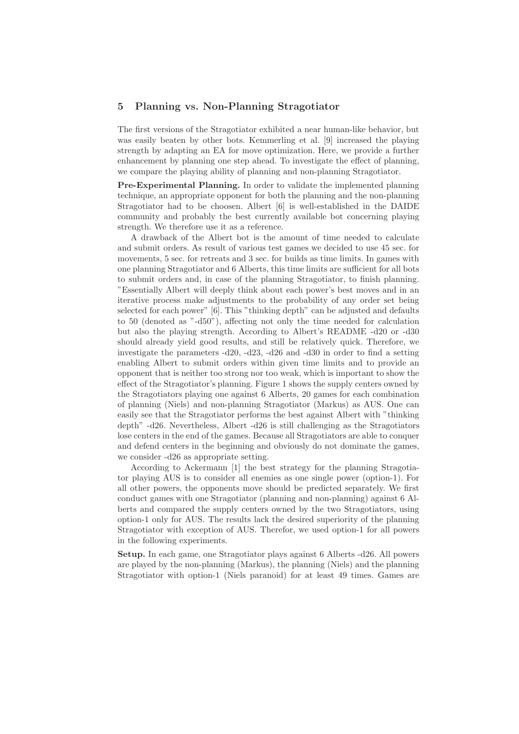## 5 Planning vs. Non-Planning Stragotiator

The first versions of the Stragotiator exhibited a near human-like behavior, but was easily beaten by other bots. Kemmerling et al. [9] increased the playing strength by adapting an EA for move optimization. Here, we provide a further enhancement by planning one step ahead. To investigate the effect of planning, we compare the playing ability of planning and non-planning Stragotiator.

**Pre-Experimental Planning.** In order to validate the implemented planning technique, an appropriate opponent for both the planning and the non-planning Stragotiator had to be choosen. Albert [6] is well-established in the DAIDE community and probably the best currently available bot concerning playing strength. We therefore use it as a reference.

A drawback of the Albert bot is the amount of time needed to calculate and submit orders. As result of various test games we decided to use 45 sec. for movements, 5 sec. for retreats and 3 sec. for builds as time limits. In games with one planning Stragotiator and 6 Alberts, this time limits are sufficient for all bots to submit orders and, in case of the planning Stragotiator, to finish planning. "Essentially Albert will deeply think about each power's best moves and in an iterative process make adjustments to the probability of any order set being selected for each power" [6]. This "thinking depth" can be adjusted and defaults to 50 (denoted as "-d50"), affecting not only the time needed for calculation but also the playing strength. According to Albert's README -d20 or -d30 should already yield good results, and still be relatively quick. Therefore, we investigate the parameters -d20, -d23, -d26 and -d30 in order to find a setting enabling Albert to submit orders within given time limits and to provide an opponent that is neither too strong nor too weak, which is important to show the effect of the Stragotiator's planning. Figure 1 shows the supply centers owned by the Stragotiators playing one against 6 Alberts, 20 games for each combination of planning (Niels) and non-planning Stragotiator (Markus) as AUS. One can easily see that the Stragotiator performs the best against Albert with "thinking depth" -d26. Nevertheless, Albert -d26 is still challenging as the Stragotiators lose centers in the end of the games. Because all Stragotiators are able to conquer and defend centers in the beginning and obviously do not dominate the games, we consider -d26 as appropriate setting.

According to Ackermann [1] the best strategy for the planning Stragotiator playing AUS is to consider all enemies as one single power (option-1). For all other powers, the opponents move should be predicted separately. We first conduct games with one Stragotiator (planning and non-planning) against 6 Alberts and compared the supply centers owned by the two Stragotiators, using option-1 only for AUS. The results lack the desired superiority of the planning Stragotiator with exception of AUS. Therefor, we used option-1 for all powers in the following experiments.

**Setup.** In each game, one Stragotiator plays against 6 Alberts -d26. All powers are played by the non-planning (Markus), the planning (Niels) and the planning Stragotiator with option-1 (Niels paranoid) for at least 49 times. Games are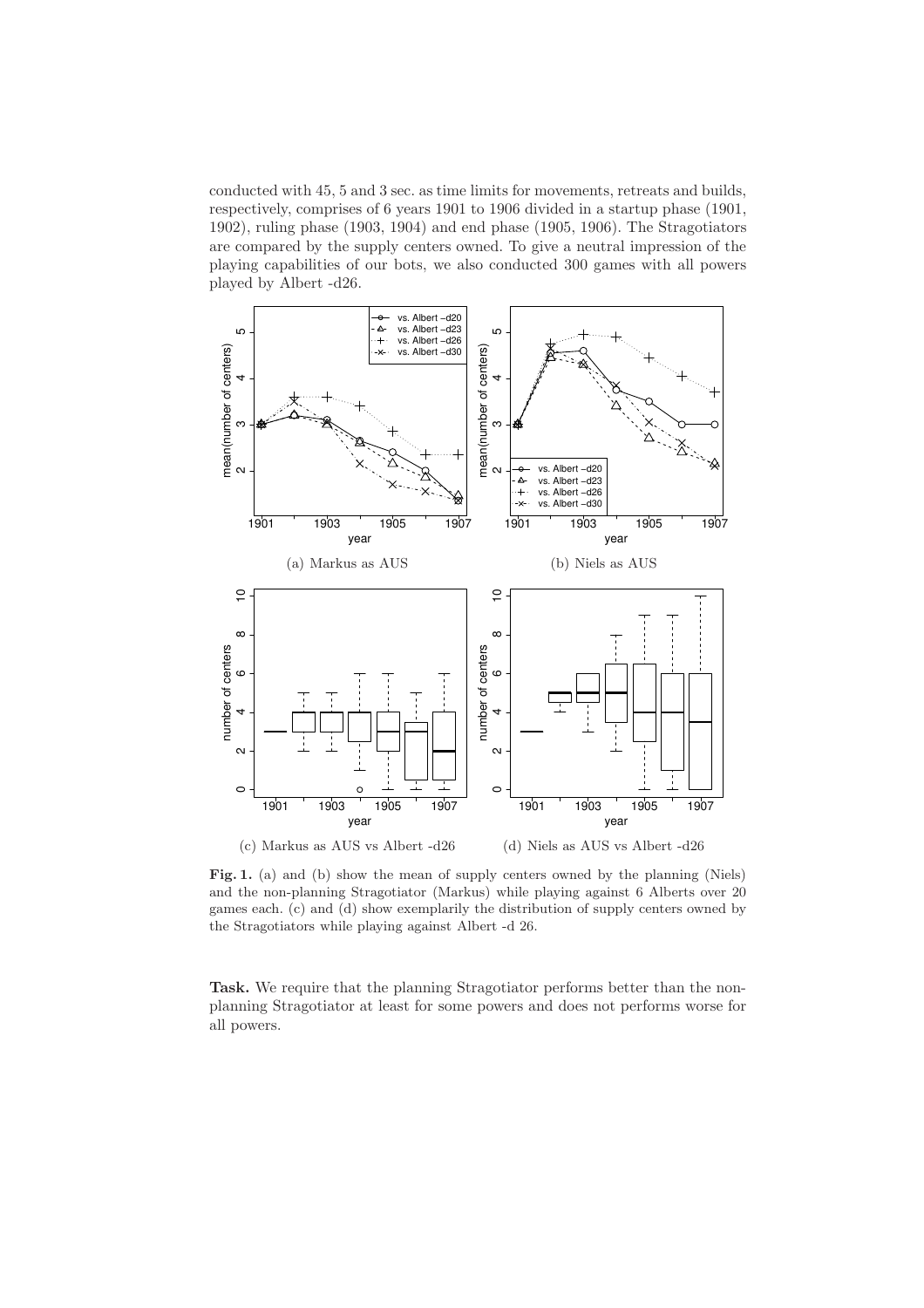conducted with 45, 5 and 3 sec. as time limits for movements, retreats and builds, respectively, comprises of 6 years 1901 to 1906 divided in a startup phase (1901, 1902), ruling phase (1903, 1904) and end phase (1905, 1906). The Stragotiators are compared by the supply centers owned. To give a neutral impression of the playing capabilities of our bots, we also conducted 300 games with all powers played by Albert -d26.

(a) Markus as AUS

(b) Niels as AUS

(c) Markus as AUS vs Albert -d26

(d) Niels as AUS vs Albert -d26

**Fig. 1.** (a) and (b) show the mean of supply centers owned by the planning (Niels) and the non-planning Stragotiator (Markus) while playing against 6 Alberts over 20 games each. (c) and (d) show exemplarily the distribution of supply centers owned by the Stragotiators while playing against Albert -d 26.

**Task.** We require that the planning Stragotiator performs better than the non-planning Stragotiator at least for some powers and does not performs worse for all powers.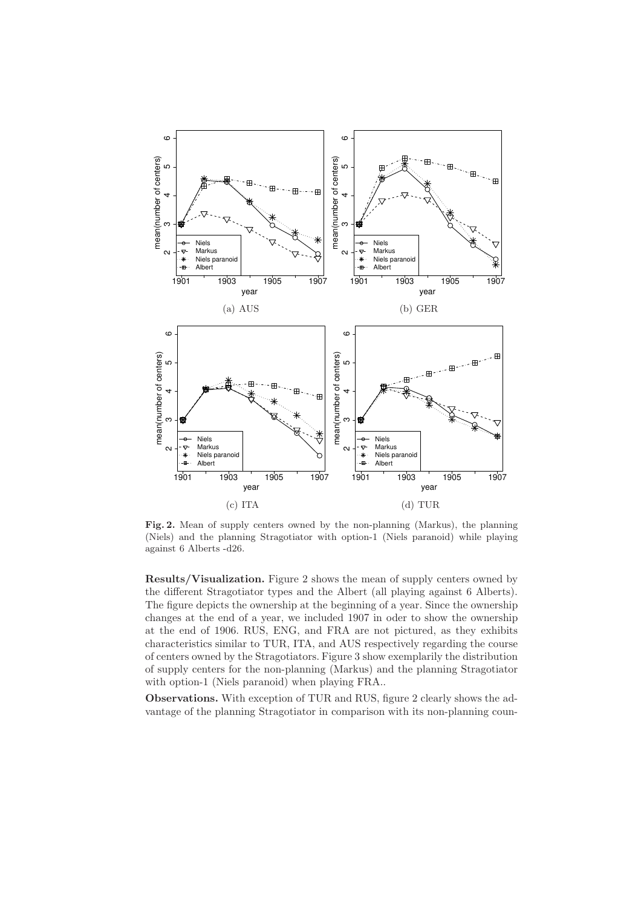(a) AUS

(b) GER

(c) ITA

(d) TUR

**Fig. 2.** Mean of supply centers owned by the non-planning (Markus), the planning (Niels) and the planning Stragotiator with option-1 (Niels paranoid) while playing against 6 Alberts -d26.

**Results/Visualization.** Figure 2 shows the mean of supply centers owned by the different Stragotiator types and the Albert (all playing against 6 Alberts). The figure depicts the ownership at the beginning of a year. Since the ownership changes at the end of a year, we included 1907 in oder to show the ownership at the end of 1906. RUS, ENG, and FRA are not pictured, as they exhibits characteristics similar to TUR, ITA, and AUS respectively regarding the course of centers owned by the Stragotiators. Figure 3 show exemplarily the distribution of supply centers for the non-planning (Markus) and the planning Stragotiator with option-1 (Niels paranoid) when playing FRA..

**Observations.** With exception of TUR and RUS, figure 2 clearly shows the advantage of the planning Stragotiator in comparison with its non-planning coun-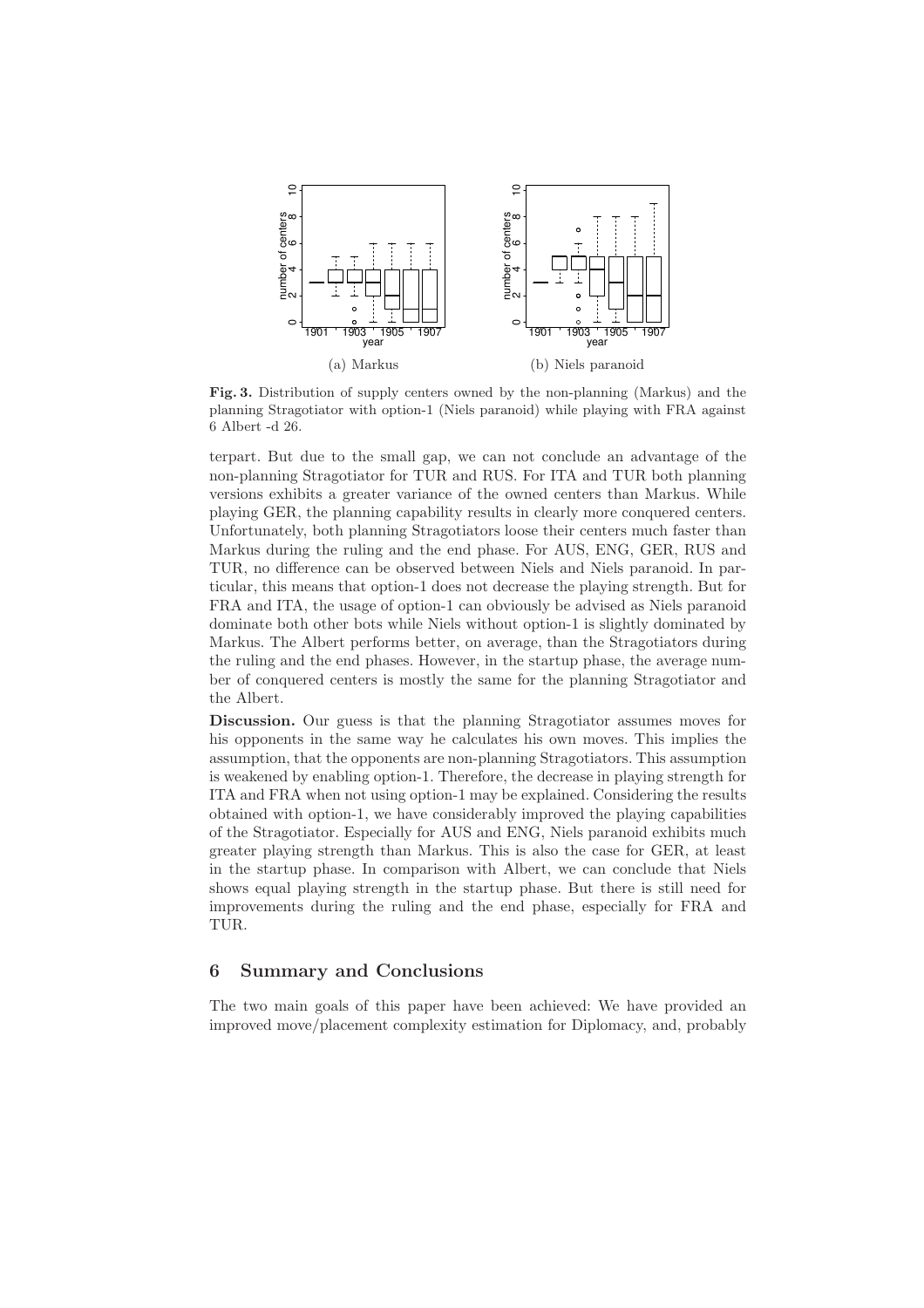(a) Markus

(b) Niels paranoid

**Fig. 3.** Distribution of supply centers owned by the non-planning (Markus) and the planning Stragotiator with option-1 (Niels paranoid) while playing with FRA against 6 Albert -d 26.

terpart. But due to the small gap, we can not conclude an advantage of the non-planning Stragotiator for TUR and RUS. For ITA and TUR both planning versions exhibits a greater variance of the owned centers than Markus. While playing GER, the planning capability results in clearly more conquered centers. Unfortunately, both planning Stragotiators loose their centers much faster than Markus during the ruling and the end phase. For AUS, ENG, GER, RUS and TUR, no difference can be observed between Niels and Niels paranoid. In particular, this means that option-1 does not decrease the playing strength. But for FRA and ITA, the usage of option-1 can obviously be advised as Niels paranoid dominate both other bots while Niels without option-1 is slightly dominated by Markus. The Albert performs better, on average, than the Stragotiators during the ruling and the end phases. However, in the startup phase, the average number of conquered centers is mostly the same for the planning Stragotiator and the Albert.

**Discussion.** Our guess is that the planning Stragotiator assumes moves for his opponents in the same way he calculates his own moves. This implies the assumption, that the opponents are non-planning Stragotiators. This assumption is weakened by enabling option-1. Therefore, the decrease in playing strength for ITA and FRA when not using option-1 may be explained. Considering the results obtained with option-1, we have considerably improved the playing capabilities of the Stragotiator. Especially for AUS and ENG, Niels paranoid exhibits much greater playing strength than Markus. This is also the case for GER, at least in the startup phase. In comparison with Albert, we can conclude that Niels shows equal playing strength in the startup phase. But there is still need for improvements during the ruling and the end phase, especially for FRA and TUR.

## 6 Summary and Conclusions

The two main goals of this paper have been achieved: We have provided an improved move/placement complexity estimation for Diplomacy, and, probably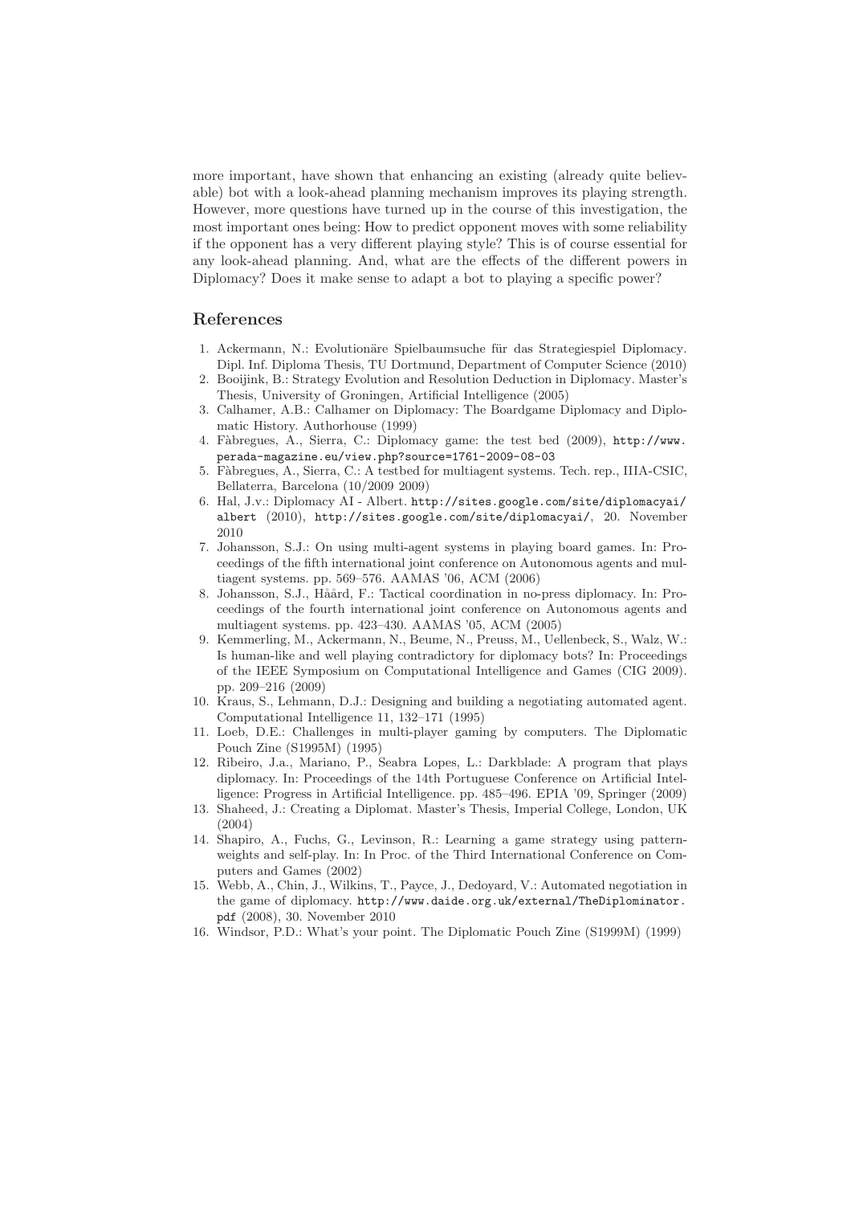more important, have shown that enhancing an existing (already quite believable) bot with a look-ahead planning mechanism improves its playing strength. However, more questions have turned up in the course of this investigation, the most important ones being: How to predict opponent moves with some reliability if the opponent has a very different playing style? This is of course essential for any look-ahead planning. And, what are the effects of the different powers in Diplomacy? Does it make sense to adapt a bot to playing a specific power?

## References

1. Ackermann, N.: Evolutionäre Spielbaumsuche für das Strategiespiel Diplomacy. Dipl. Inf. Diploma Thesis, TU Dortmund, Department of Computer Science (2010)
2. Booijink, B.: Strategy Evolution and Resolution Deduction in Diplomacy. Master's Thesis, University of Groningen, Artificial Intelligence (2005)
3. Calhamer, A.B.: Calhamer on Diplomacy: The Boardgame Diplomacy and Diplomatic History. Authorhouse (1999)
4. Fàbregues, A., Sierra, C.: Diplomacy game: the test bed (2009), `http://www.perada-magazine.eu/view.php?source=1761-2009-08-03`
5. Fàbregues, A., Sierra, C.: A testbed for multiagent systems. Tech. rep., IIIA-CSIC, Bellaterra, Barcelona (10/2009 2009)
6. Hal, J.v.: Diplomacy AI - Albert. `http://sites.google.com/site/diplomacyai/albert` (2010), `http://sites.google.com/site/diplomacyai/`, 20. November 2010
7. Johansson, S.J.: On using multi-agent systems in playing board games. In: Proceedings of the fifth international joint conference on Autonomous agents and multiagent systems. pp. 569–576. AAMAS '06, ACM (2006)
8. Johansson, S.J., Håård, F.: Tactical coordination in no-press diplomacy. In: Proceedings of the fourth international joint conference on Autonomous agents and multiagent systems. pp. 423–430. AAMAS '05, ACM (2005)
9. Kemmerling, M., Ackermann, N., Beume, N., Preuss, M., Uellenbeck, S., Walz, W.: Is human-like and well playing contradictory for diplomacy bots? In: Proceedings of the IEEE Symposium on Computational Intelligence and Games (CIG 2009). pp. 209–216 (2009)
10. Kraus, S., Lehmann, D.J.: Designing and building a negotiating automated agent. Computational Intelligence 11, 132–171 (1995)
11. Loeb, D.E.: Challenges in multi-player gaming by computers. The Diplomatic Pouch Zine (S1995M) (1995)
12. Ribeiro, J.a., Mariano, P., Seabra Lopes, L.: Darkblade: A program that plays diplomacy. In: Proceedings of the 14th Portuguese Conference on Artificial Intelligence: Progress in Artificial Intelligence. pp. 485–496. EPIA '09, Springer (2009)
13. Shaheed, J.: Creating a Diplomat. Master's Thesis, Imperial College, London, UK (2004)
14. Shapiro, A., Fuchs, G., Levinson, R.: Learning a game strategy using pattern-weights and self-play. In: In Proc. of the Third International Conference on Computers and Games (2002)
15. Webb, A., Chin, J., Wilkins, T., Payce, J., Dedoyard, V.: Automated negotiation in the game of diplomacy. `http://www.daide.org.uk/external/TheDiplominator.pdf` (2008), 30. November 2010
16. Windsor, P.D.: What's your point. The Diplomatic Pouch Zine (S1999M) (1999)